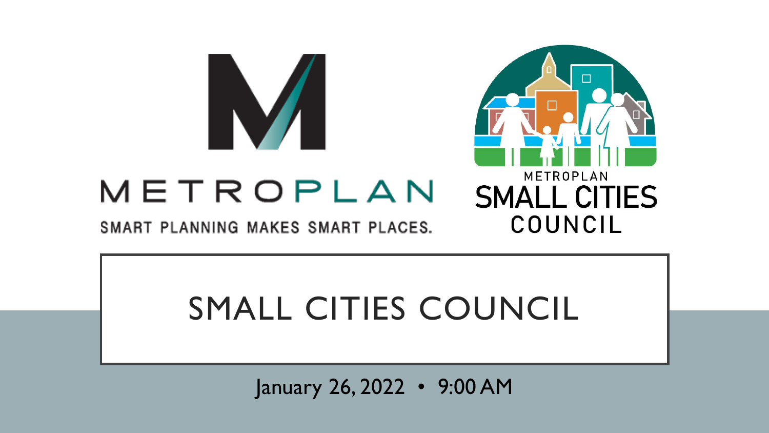METROPLAN

SMART PLANNING MAKES SMART PLACES.

METROPLAN SMALL CITIES COUNCIL

# SMALL CITIES COUNCIL

January 26, 2022 • 9:00 AM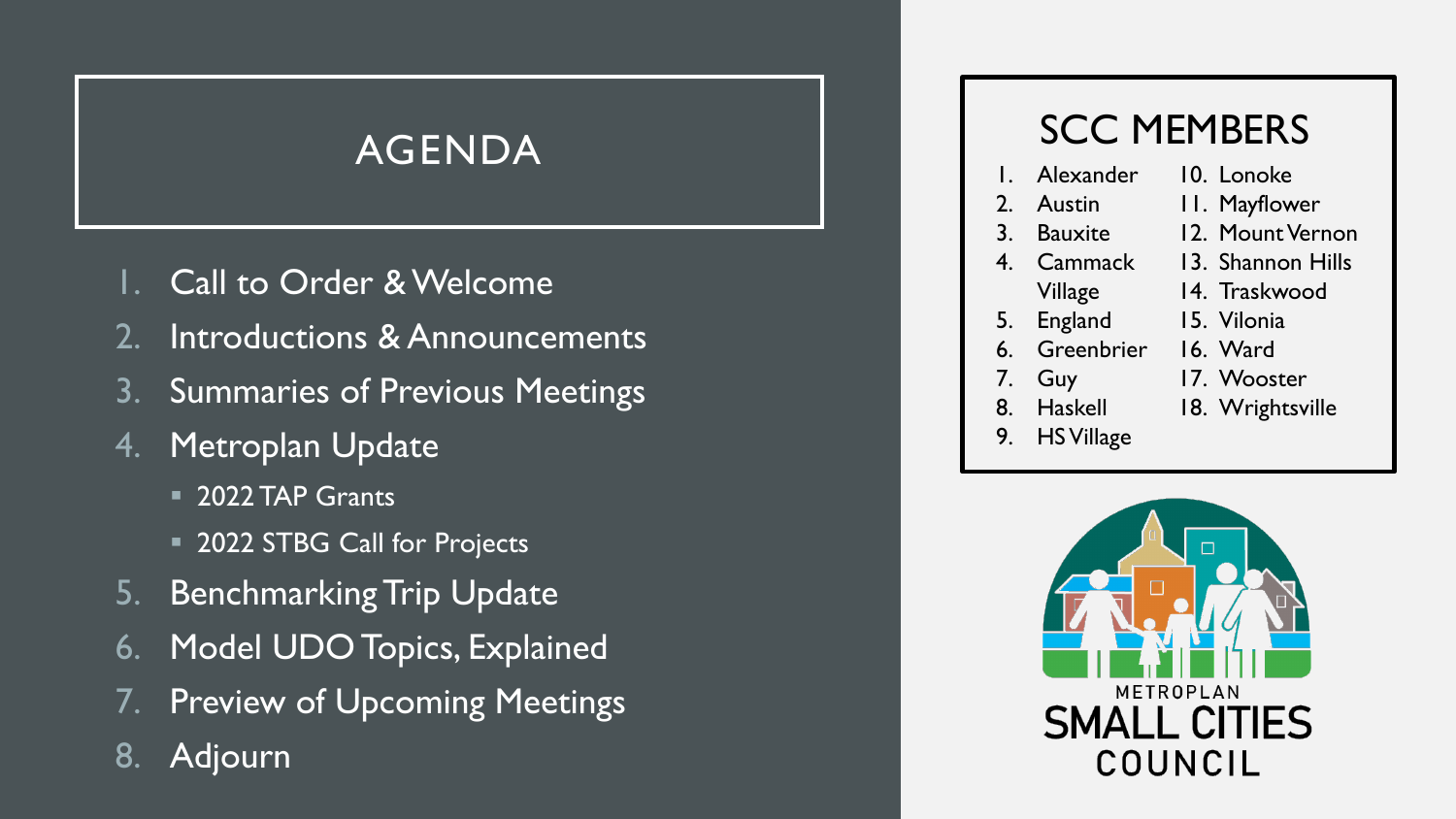# AGENDA

1. Call to Order & Welcome
2. Introductions & Announcements
3. Summaries of Previous Meetings
4. Metroplan Update
   - 2022 TAP Grants
   - 2022 STBG Call for Projects
5. Benchmarking Trip Update
6. Model UDO Topics, Explained
7. Preview of Upcoming Meetings
8. Adjourn

## SCC MEMBERS

1. Alexander
2. Austin
3. Bauxite
4. Cammack Village
5. England
6. Greenbrier
7. Guy
8. Haskell
9. HS Village
10. Lonoke
11. Mayflower
12. Mount Vernon
13. Shannon Hills
14. Traskwood
15. Vilonia
16. Ward
17. Wooster
18. Wrightsville

METROPLAN SMALL CITIES COUNCIL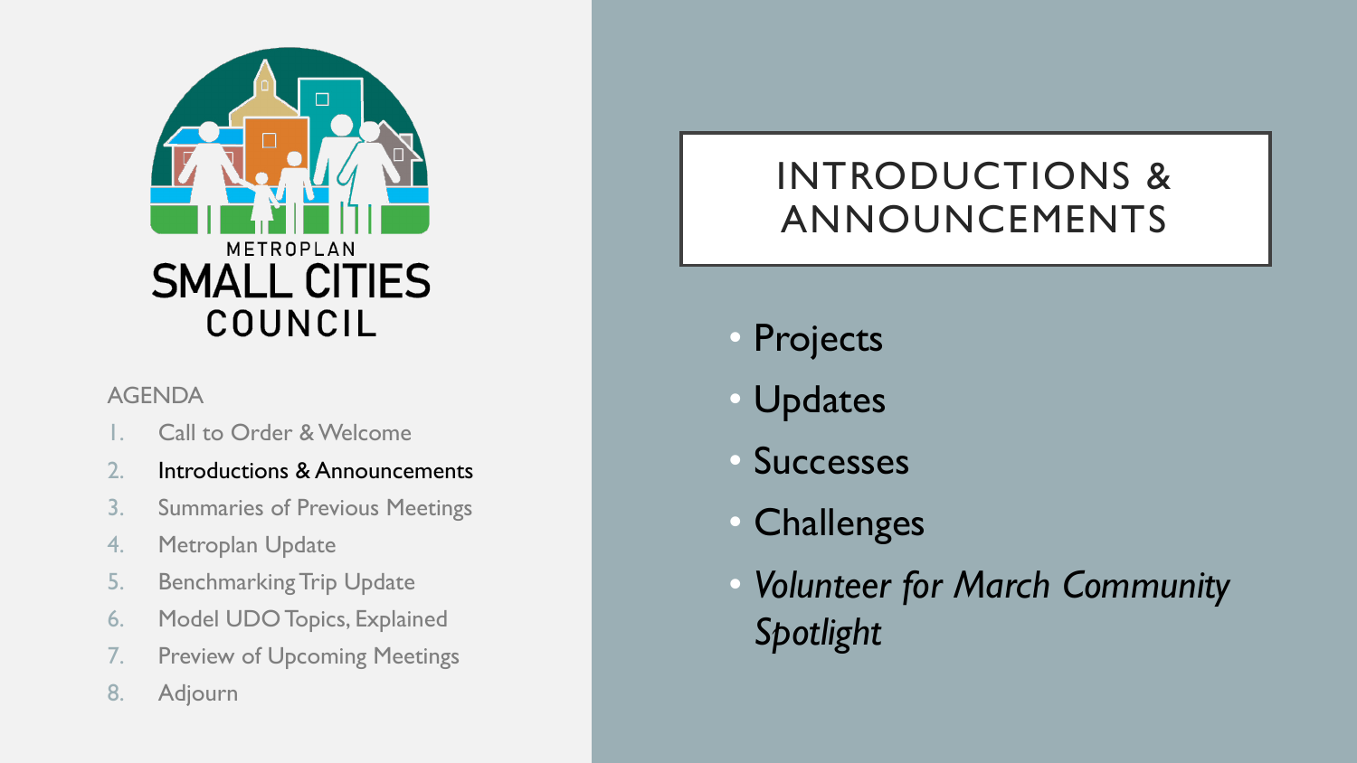METROPLAN
SMALL CITIES
COUNCIL

AGENDA

1. Call to Order & Welcome
2. Introductions & Announcements
3. Summaries of Previous Meetings
4. Metroplan Update
5. Benchmarking Trip Update
6. Model UDO Topics, Explained
7. Preview of Upcoming Meetings
8. Adjourn

# INTRODUCTIONS & ANNOUNCEMENTS

- Projects
- Updates
- Successes
- Challenges
- *Volunteer for March Community Spotlight*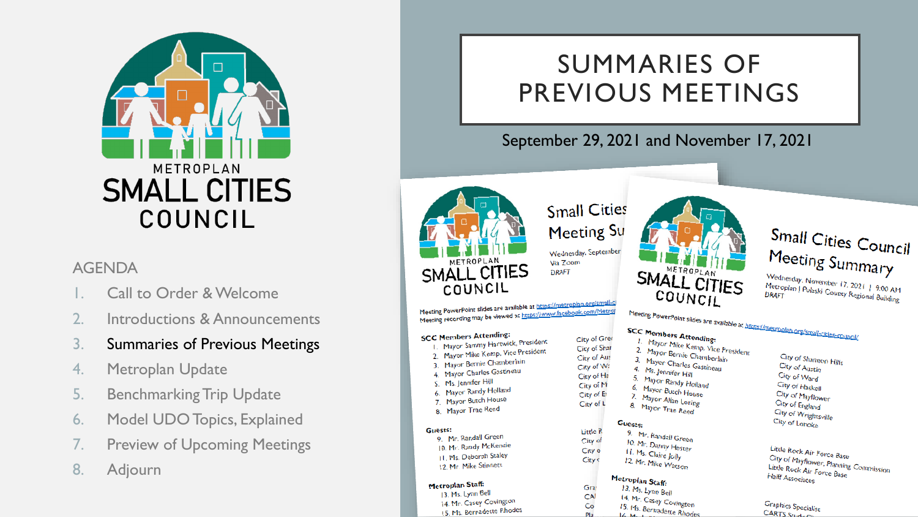METROPLAN
SMALL CITIES
COUNCIL

AGENDA

1. Call to Order & Welcome
2. Introductions & Announcements
3. **Summaries of Previous Meetings**
4. Metroplan Update
5. Benchmarking Trip Update
6. Model UDO Topics, Explained
7. Preview of Upcoming Meetings
8. Adjourn

# SUMMARIES OF PREVIOUS MEETINGS

September 29, 2021 and November 17, 2021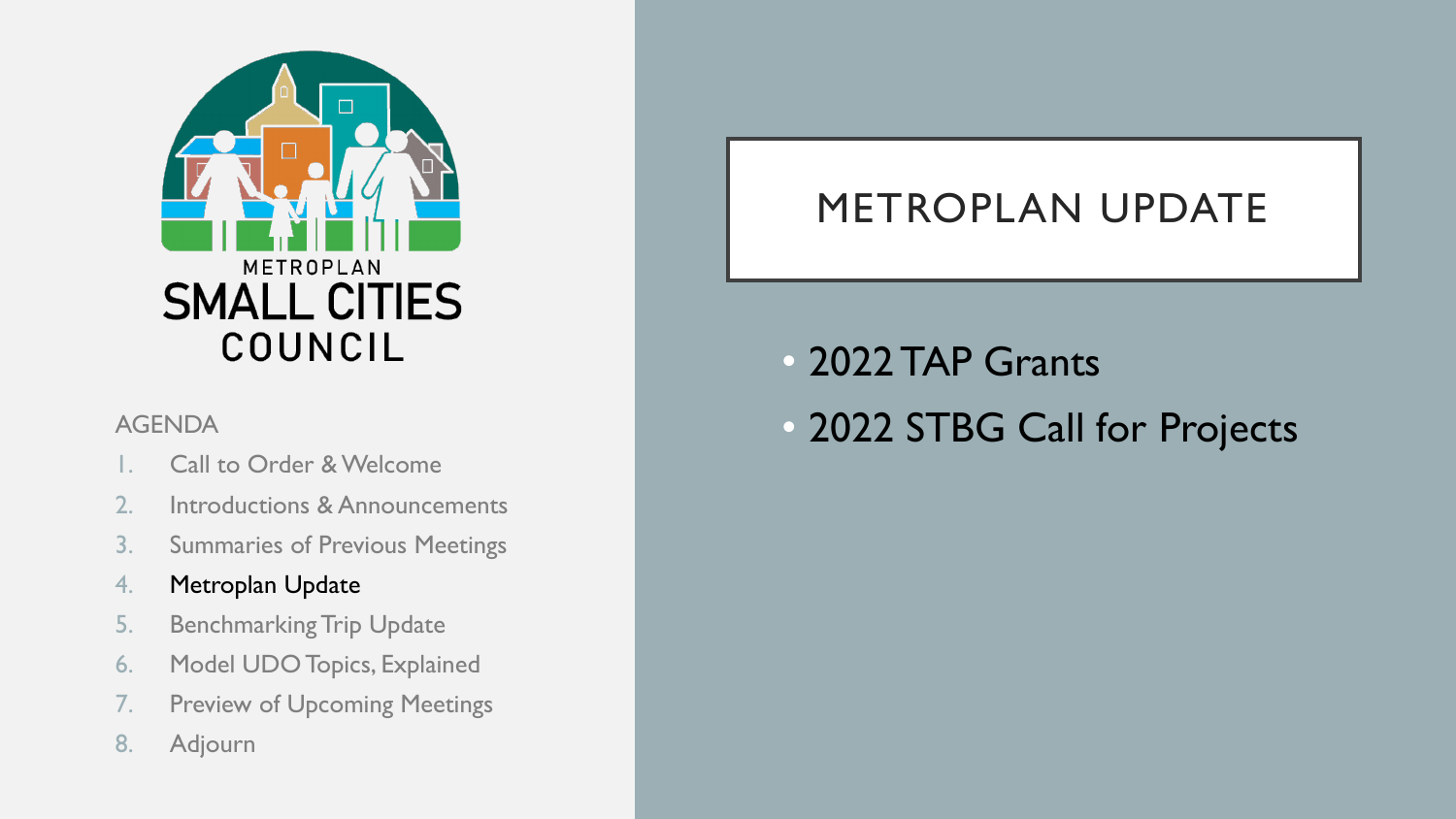METROPLAN
SMALL CITIES
COUNCIL

AGENDA

1. Call to Order & Welcome
2. Introductions & Announcements
3. Summaries of Previous Meetings
4. Metroplan Update
5. Benchmarking Trip Update
6. Model UDO Topics, Explained
7. Preview of Upcoming Meetings
8. Adjourn

# METROPLAN UPDATE

- 2022 TAP Grants
- 2022 STBG Call for Projects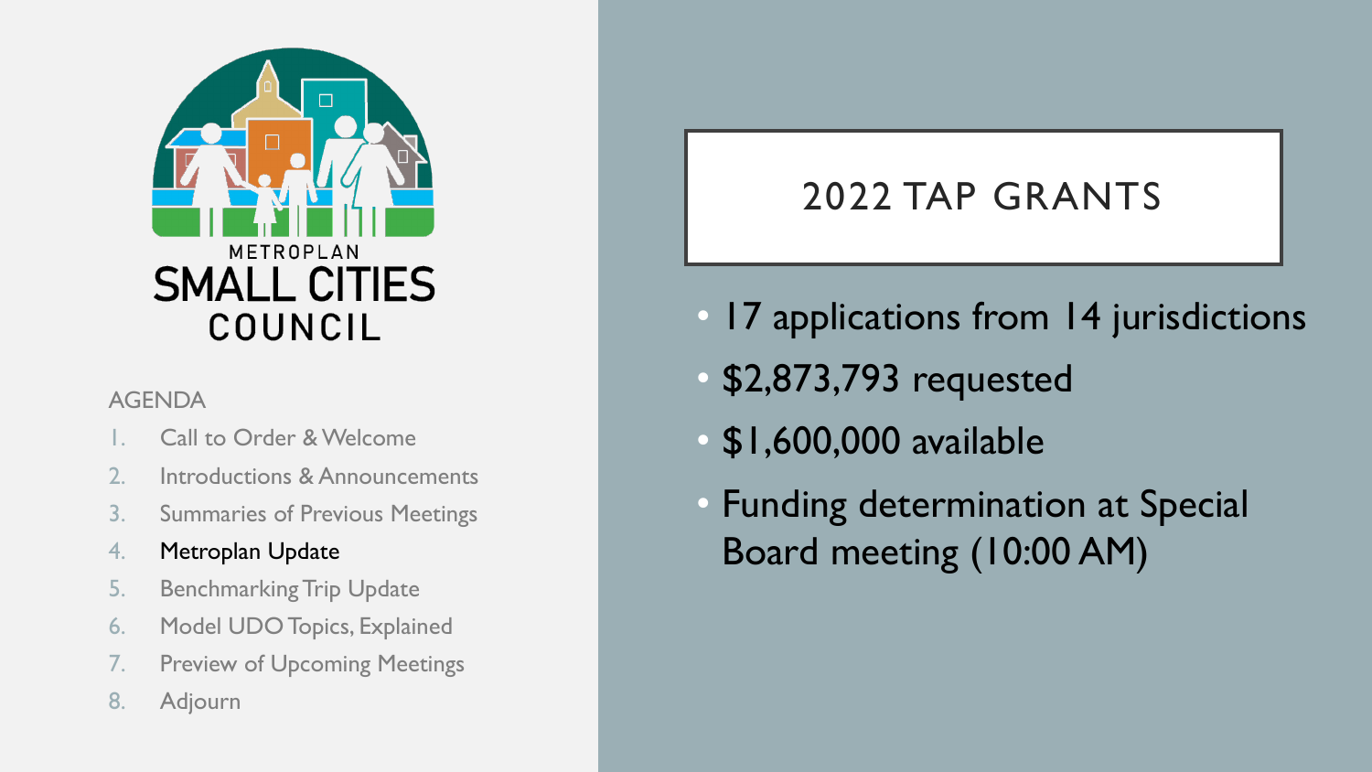METROPLAN

SMALL CITIES COUNCIL

AGENDA

1. Call to Order & Welcome
2. Introductions & Announcements
3. Summaries of Previous Meetings
4. Metroplan Update
5. Benchmarking Trip Update
6. Model UDO Topics, Explained
7. Preview of Upcoming Meetings
8. Adjourn

# 2022 TAP GRANTS

- 17 applications from 14 jurisdictions
- $2,873,793 requested
- $1,600,000 available
- Funding determination at Special Board meeting (10:00 AM)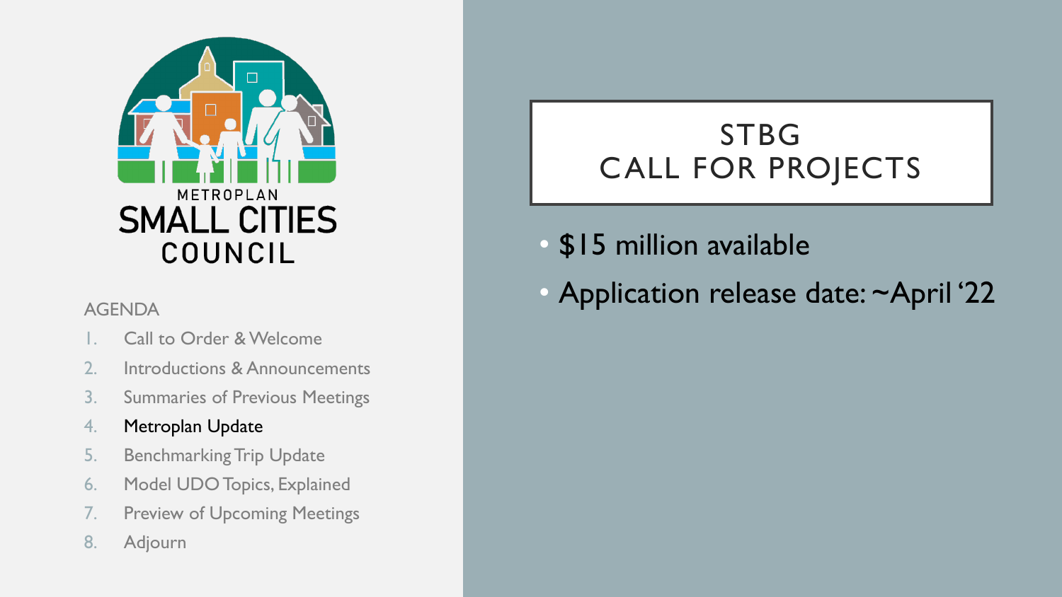METROPLAN

SMALL CITIES

COUNCIL

AGENDA

1. Call to Order & Welcome
2. Introductions & Announcements
3. Summaries of Previous Meetings
4. Metroplan Update
5. Benchmarking Trip Update
6. Model UDO Topics, Explained
7. Preview of Upcoming Meetings
8. Adjourn

# STBG CALL FOR PROJECTS

- $15 million available
- Application release date: ~April '22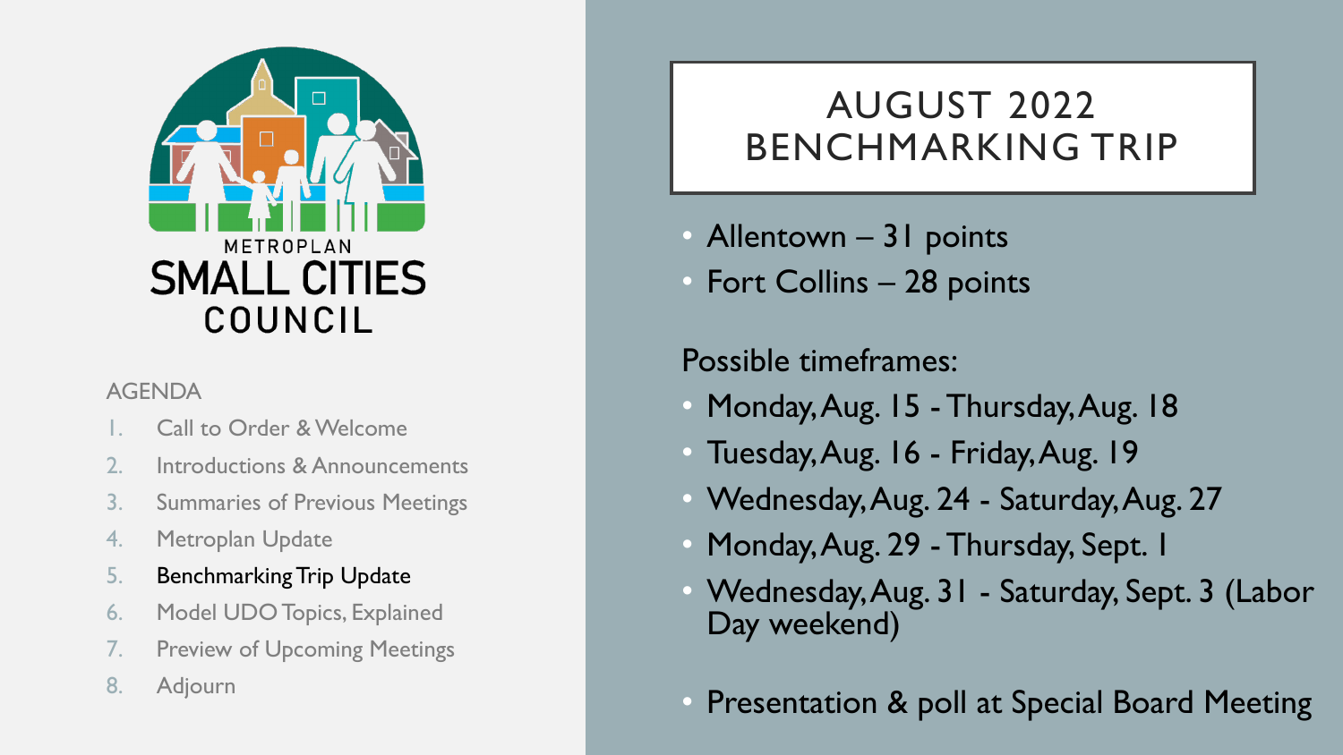METROPLAN
SMALL CITIES
COUNCIL

AGENDA

1. Call to Order & Welcome
2. Introductions & Announcements
3. Summaries of Previous Meetings
4. Metroplan Update
5. Benchmarking Trip Update
6. Model UDO Topics, Explained
7. Preview of Upcoming Meetings
8. Adjourn

# AUGUST 2022 BENCHMARKING TRIP

- Allentown – 31 points
- Fort Collins – 28 points

Possible timeframes:

- Monday, Aug. 15 - Thursday, Aug. 18
- Tuesday, Aug. 16 - Friday, Aug. 19
- Wednesday, Aug. 24 - Saturday, Aug. 27
- Monday, Aug. 29 - Thursday, Sept. 1
- Wednesday, Aug. 31 - Saturday, Sept. 3 (Labor Day weekend)

- Presentation & poll at Special Board Meeting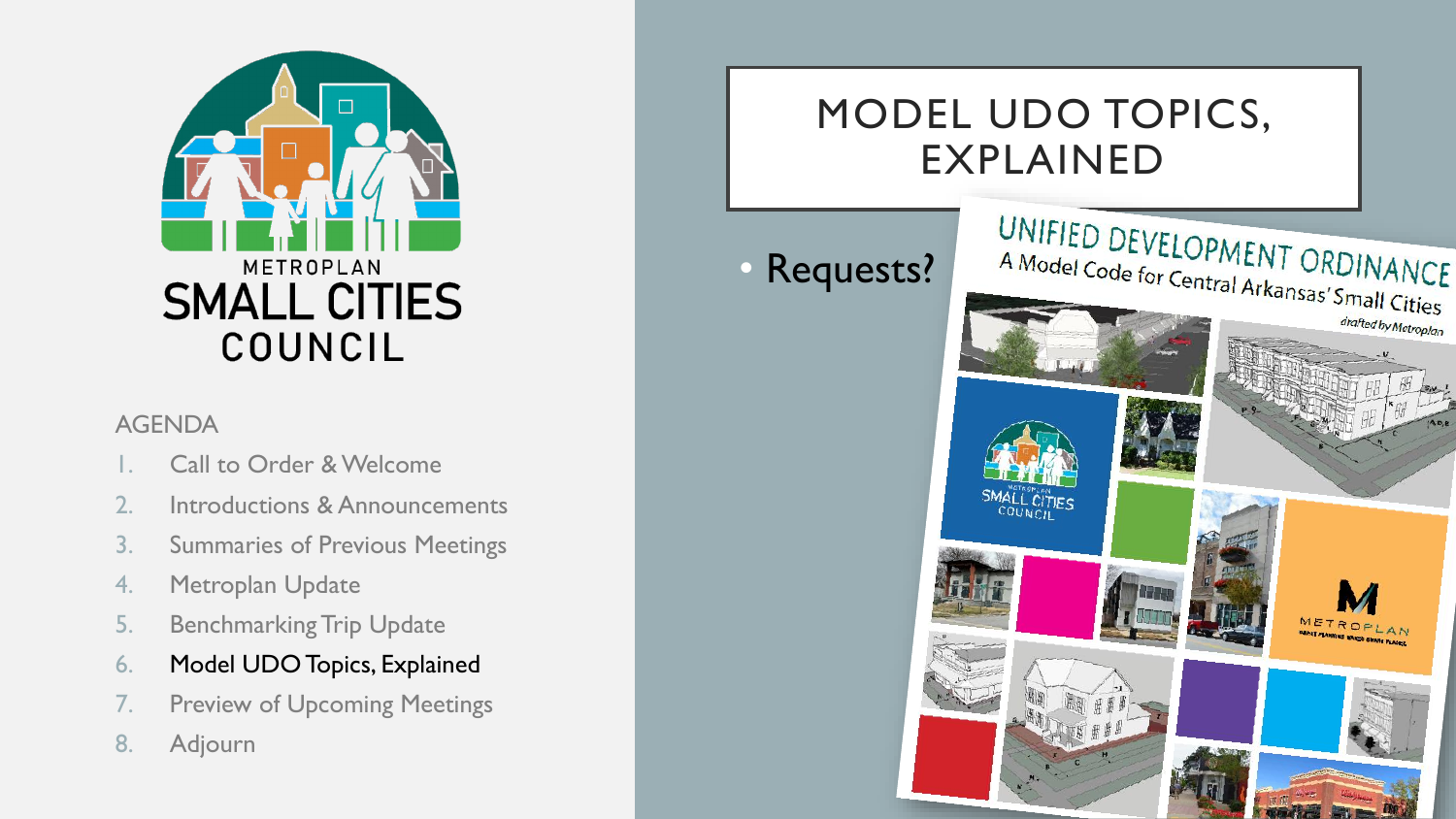METROPLAN SMALL CITIES COUNCIL

AGENDA

1. Call to Order & Welcome
2. Introductions & Announcements
3. Summaries of Previous Meetings
4. Metroplan Update
5. Benchmarking Trip Update
6. Model UDO Topics, Explained
7. Preview of Upcoming Meetings
8. Adjourn

# MODEL UDO TOPICS, EXPLAINED

- Requests?

UNIFIED DEVELOPMENT ORDINANCE
A Model Code for Central Arkansas' Small Cities
drafted by Metroplan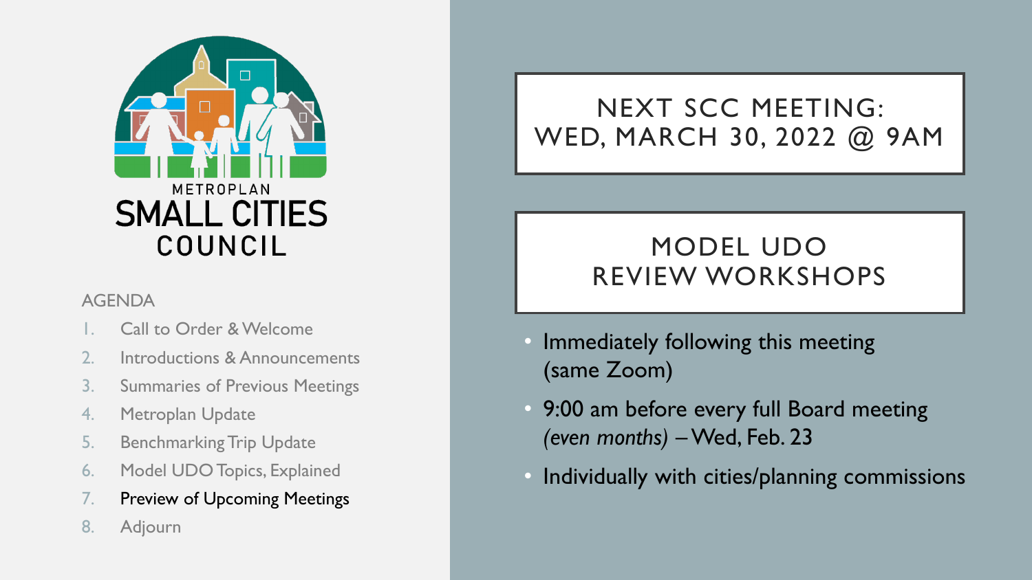METROPLAN
SMALL CITIES
COUNCIL

AGENDA

1. Call to Order & Welcome
2. Introductions & Announcements
3. Summaries of Previous Meetings
4. Metroplan Update
5. Benchmarking Trip Update
6. Model UDO Topics, Explained
7. Preview of Upcoming Meetings
8. Adjourn

## NEXT SCC MEETING: WED, MARCH 30, 2022 @ 9AM

## MODEL UDO REVIEW WORKSHOPS

- Immediately following this meeting (same Zoom)
- 9:00 am before every full Board meeting *(even months)* – Wed, Feb. 23
- Individually with cities/planning commissions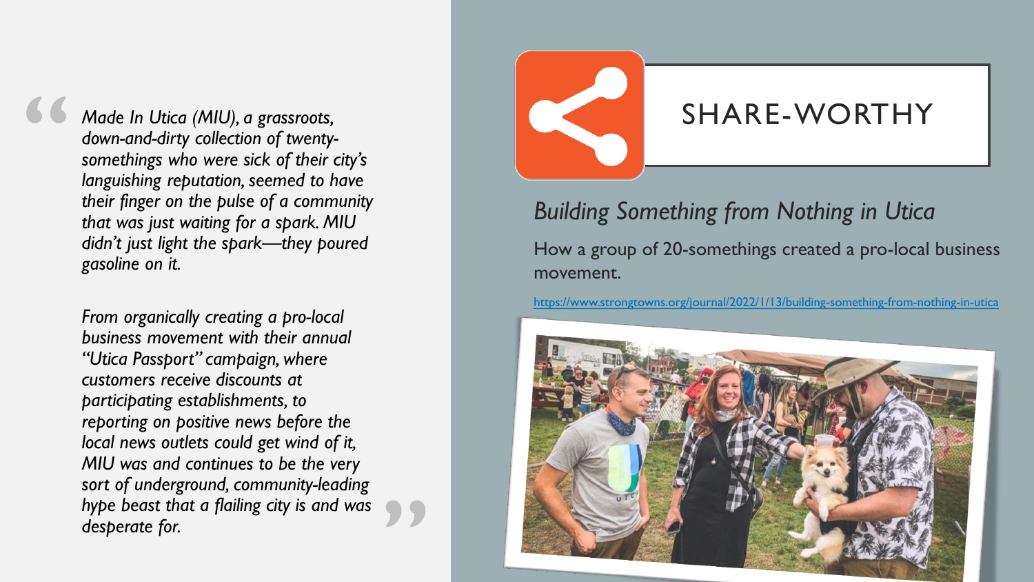> *Made In Utica (MIU), a grassroots, down-and-dirty collection of twenty-somethings who were sick of their city's languishing reputation, seemed to have their finger on the pulse of a community that was just waiting for a spark. MIU didn't just light the spark—they poured gasoline on it.*
>
> *From organically creating a pro-local business movement with their annual "Utica Passport" campaign, where customers receive discounts at participating establishments, to reporting on positive news before the local news outlets could get wind of it, MIU was and continues to be the very sort of underground, community-leading hype beast that a flailing city is and was desperate for.*

# SHARE-WORTHY

## *Building Something from Nothing in Utica*

How a group of 20-somethings created a pro-local business movement.

https://www.strongtowns.org/journal/2022/1/13/building-something-from-nothing-in-utica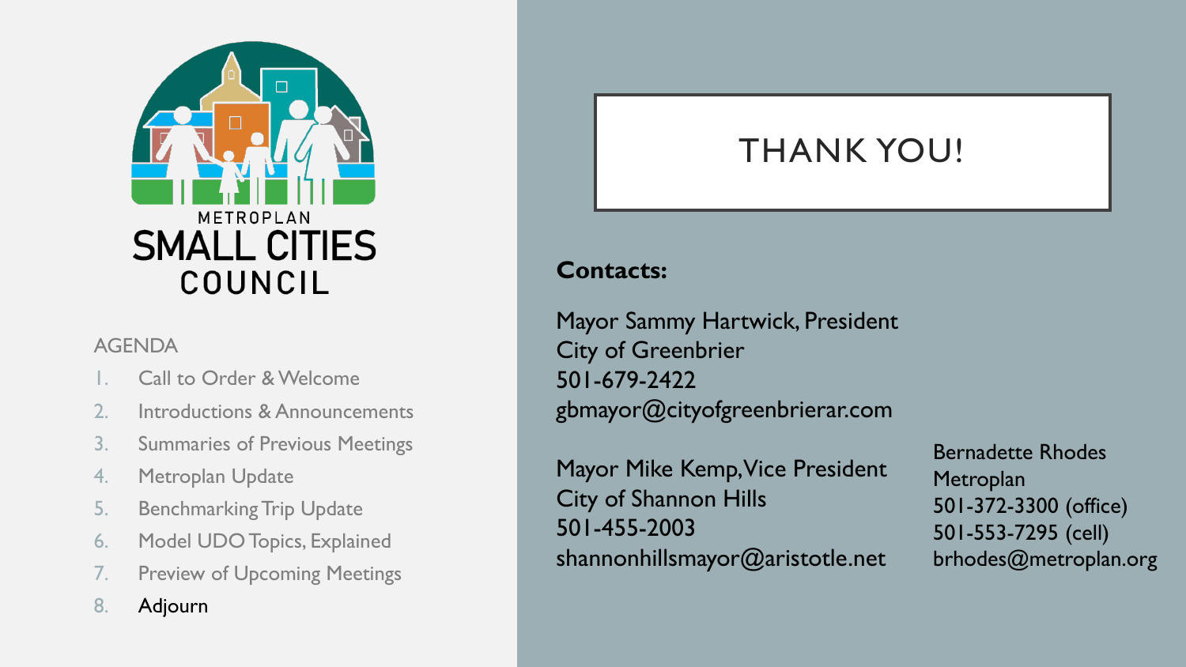METROPLAN
SMALL CITIES
COUNCIL

AGENDA

1. Call to Order & Welcome
2. Introductions & Announcements
3. Summaries of Previous Meetings
4. Metroplan Update
5. Benchmarking Trip Update
6. Model UDO Topics, Explained
7. Preview of Upcoming Meetings
8. Adjourn

# THANK YOU!

**Contacts:**

Mayor Sammy Hartwick, President
City of Greenbrier
501-679-2422
gbmayor@cityofgreenbrierar.com

Mayor Mike Kemp, Vice President
City of Shannon Hills
501-455-2003
shannonhillsmayor@aristotle.net

Bernadette Rhodes
Metroplan
501-372-3300 (office)
501-553-7295 (cell)
brhodes@metroplan.org